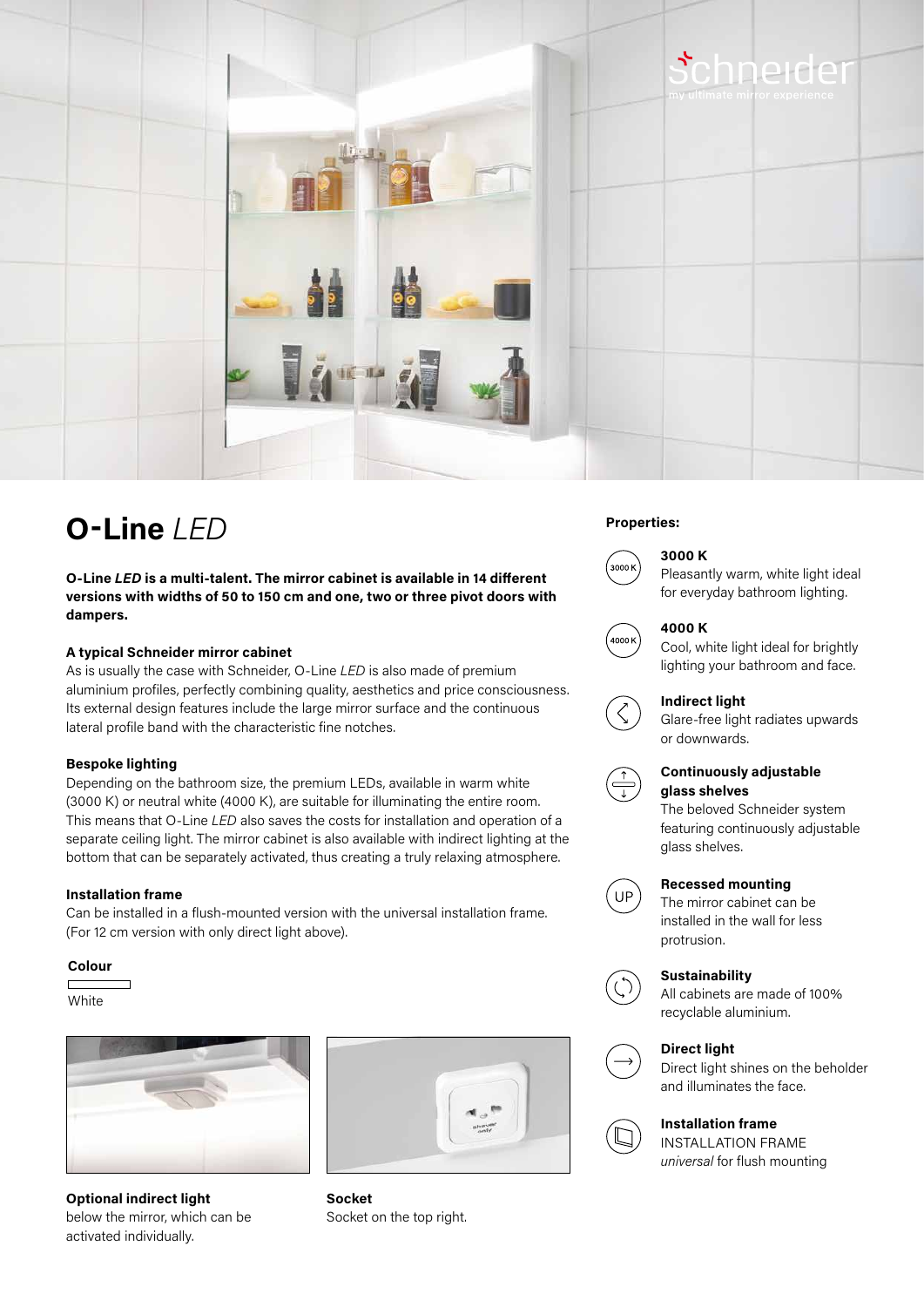# O-Line *LED*

**O-Line *LED* is a multi-talent. The mirror cabinet is available in 14 different versions with widths of 50 to 150 cm and one, two or three pivot doors with dampers.**

### A typical Schneider mirror cabinet

As is usually the case with Schneider, O-Line *LED* is also made of premium aluminium profiles, perfectly combining quality, aesthetics and price consciousness. Its external design features include the large mirror surface and the continuous lateral profile band with the characteristic fine notches.

### Bespoke lighting

Depending on the bathroom size, the premium LEDs, available in warm white (3000 K) or neutral white (4000 K), are suitable for illuminating the entire room. This means that O-Line *LED* also saves the costs for installation and operation of a separate ceiling light. The mirror cabinet is also available with indirect lighting at the bottom that can be separately activated, thus creating a truly relaxing atmosphere.

### Installation frame

Can be installed in a flush-mounted version with the universal installation frame. (For 12 cm version with only direct light above).

### Colour

White

**Optional indirect light**
below the mirror, which can be activated individually.

**Socket**
Socket on the top right.

## Properties:

**3000 K**
Pleasantly warm, white light ideal for everyday bathroom lighting.

**4000 K**
Cool, white light ideal for brightly lighting your bathroom and face.

**Indirect light**
Glare-free light radiates upwards or downwards.

**Continuously adjustable glass shelves**
The beloved Schneider system featuring continuously adjustable glass shelves.

**Recessed mounting**
The mirror cabinet can be installed in the wall for less protrusion.

**Sustainability**
All cabinets are made of 100% recyclable aluminium.

**Direct light**
Direct light shines on the beholder and illuminates the face.

**Installation frame**
INSTALLATION FRAME *universal* for flush mounting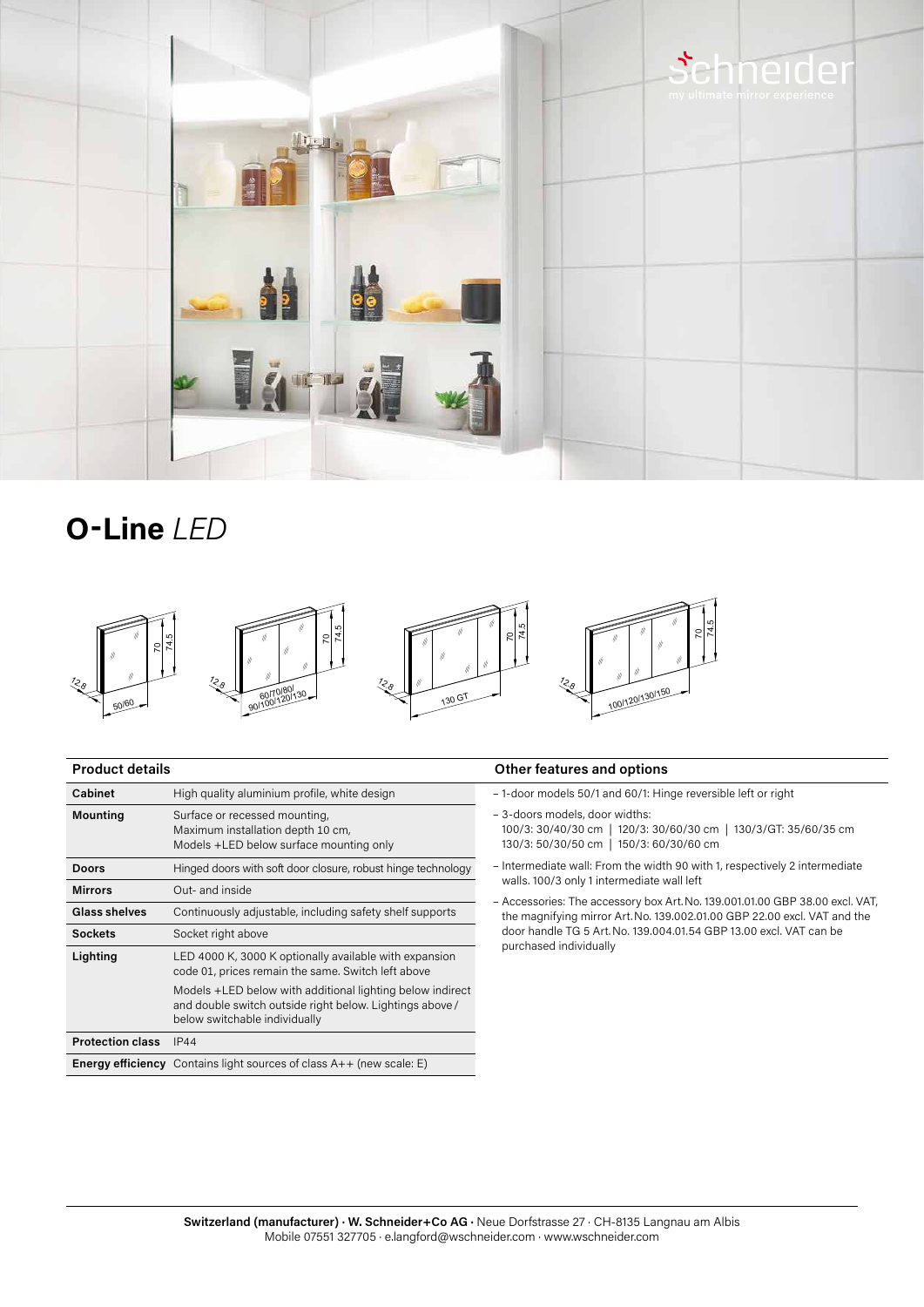# **O-Line** *LED*

12,8
50/60
70
74,5

12,8
60/70/80/
90/100/120/130
70
74,5

12,8
130 GT
70
74,5

12,8
100/120/130/150
70
74,5

## Product details

| | |
|---|---|
| **Cabinet** | High quality aluminium profile, white design |
| **Mounting** | Surface or recessed mounting,<br>Maximum installation depth 10 cm,<br>Models +LED below surface mounting only |
| **Doors** | Hinged doors with soft door closure, robust hinge technology |
| **Mirrors** | Out- and inside |
| **Glass shelves** | Continuously adjustable, including safety shelf supports |
| **Sockets** | Socket right above |
| **Lighting** | LED 4000 K, 3000 K optionally available with expansion code 01, prices remain the same. Switch left above<br>Models +LED below with additional lighting below indirect and double switch outside right below. Lightings above / below switchable individually |
| **Protection class** | IP44 |
| **Energy efficiency** | Contains light sources of class A++ (new scale: E) |

## Other features and options

- 1-door models 50/1 and 60/1: Hinge reversible left or right
- 3-doors models, door widths:
  100/3: 30/40/30 cm | 120/3: 30/60/30 cm | 130/3/GT: 35/60/35 cm
  130/3: 50/30/50 cm | 150/3: 60/30/60 cm
- Intermediate wall: From the width 90 with 1, respectively 2 intermediate walls. 100/3 only 1 intermediate wall left
- Accessories: The accessory box Art.No. 139.001.01.00 GBP 38.00 excl. VAT, the magnifying mirror Art.No. 139.002.01.00 GBP 22.00 excl. VAT and the door handle TG 5 Art.No. 139.004.01.54 GBP 13.00 excl. VAT can be purchased individually

**Switzerland (manufacturer) · W. Schneider+Co AG ·** Neue Dorfstrasse 27 · CH-8135 Langnau am Albis
Mobile 07551 327705 · e.langford@wschneider.com · www.wschneider.com